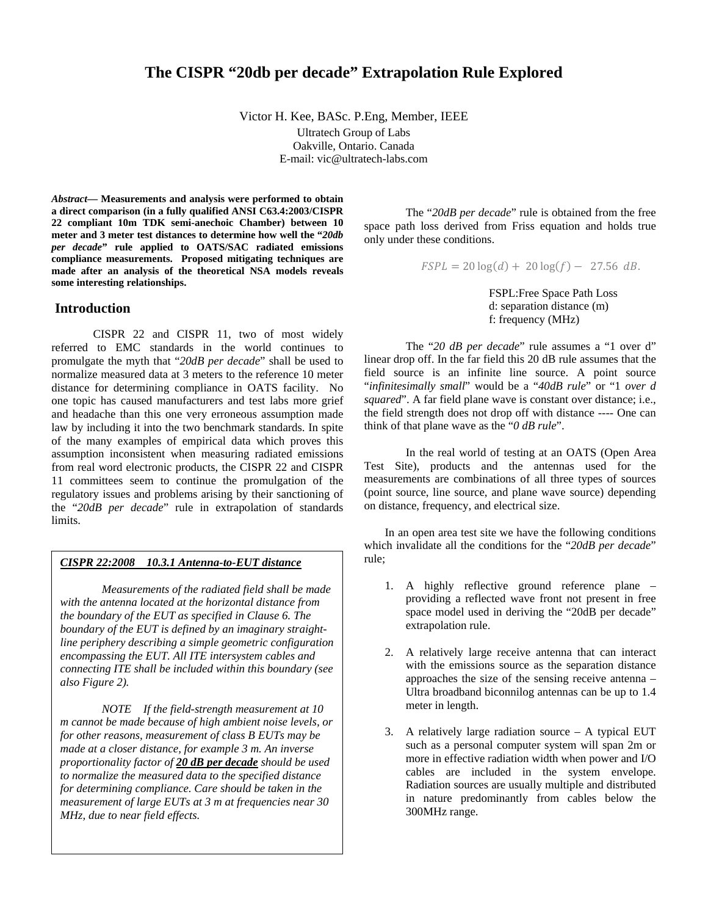# The CISPR "20db per decade" Extrapolation Rule Explored

Victor H. Kee, BASc. P.Eng, Member, IEEE

Ultratech Group of Labs
Oakville, Ontario. Canada
E-mail: vic@ultratech-labs.com

***Abstract*— Measurements and analysis were performed to obtain a direct comparison (in a fully qualified ANSI C63.4:2003/CISPR 22 compliant 10m TDK semi-anechoic Chamber) between 10 meter and 3 meter test distances to determine how well the "*20db per decade*" rule applied to OATS/SAC radiated emissions compliance measurements. Proposed mitigating techniques are made after an analysis of the theoretical NSA models reveals some interesting relationships.**

## Introduction

CISPR 22 and CISPR 11, two of most widely referred to EMC standards in the world continues to promulgate the myth that "*20dB per decade*" shall be used to normalize measured data at 3 meters to the reference 10 meter distance for determining compliance in OATS facility. No one topic has caused manufacturers and test labs more grief and headache than this one very erroneous assumption made law by including it into the two benchmark standards. In spite of the many examples of empirical data which proves this assumption inconsistent when measuring radiated emissions from real word electronic products, the CISPR 22 and CISPR 11 committees seem to continue the promulgation of the regulatory issues and problems arising by their sanctioning of the "*20dB per decade*" rule in extrapolation of standards limits.

> ***CISPR 22:2008 10.3.1 Antenna-to-EUT distance***
>
> *Measurements of the radiated field shall be made with the antenna located at the horizontal distance from the boundary of the EUT as specified in Clause 6. The boundary of the EUT is defined by an imaginary straight-line periphery describing a simple geometric configuration encompassing the EUT. All ITE intersystem cables and connecting ITE shall be included within this boundary (see also Figure 2).*
>
> *NOTE If the field-strength measurement at 10 m cannot be made because of high ambient noise levels, or for other reasons, measurement of class B EUTs may be made at a closer distance, for example 3 m. An inverse proportionality factor of* ***20 dB per decade*** *should be used to normalize the measured data to the specified distance for determining compliance. Care should be taken in the measurement of large EUTs at 3 m at frequencies near 30 MHz, due to near field effects.*

The "*20dB per decade*" rule is obtained from the free space path loss derived from Friss equation and holds true only under these conditions.

$$FSPL = 20\log(d) + 20\log(f) - 27.56 \ dB.$$

FSPL:Free Space Path Loss
d: separation distance (m)
f: frequency (MHz)

The "*20 dB per decade*" rule assumes a "1 over d" linear drop off. In the far field this 20 dB rule assumes that the field source is an infinite line source. A point source "*infinitesimally small*" would be a "*40dB rule*" or "1 *over d squared*". A far field plane wave is constant over distance; i.e., the field strength does not drop off with distance ---- One can think of that plane wave as the "*0 dB rule*".

In the real world of testing at an OATS (Open Area Test Site), products and the antennas used for the measurements are combinations of all three types of sources (point source, line source, and plane wave source) depending on distance, frequency, and electrical size.

In an open area test site we have the following conditions which invalidate all the conditions for the "*20dB per decade*" rule;

1. A highly reflective ground reference plane – providing a reflected wave front not present in free space model used in deriving the "20dB per decade" extrapolation rule.
2. A relatively large receive antenna that can interact with the emissions source as the separation distance approaches the size of the sensing receive antenna – Ultra broadband biconnilog antennas can be up to 1.4 meter in length.
3. A relatively large radiation source – A typical EUT such as a personal computer system will span 2m or more in effective radiation width when power and I/O cables are included in the system envelope. Radiation sources are usually multiple and distributed in nature predominantly from cables below the 300MHz range.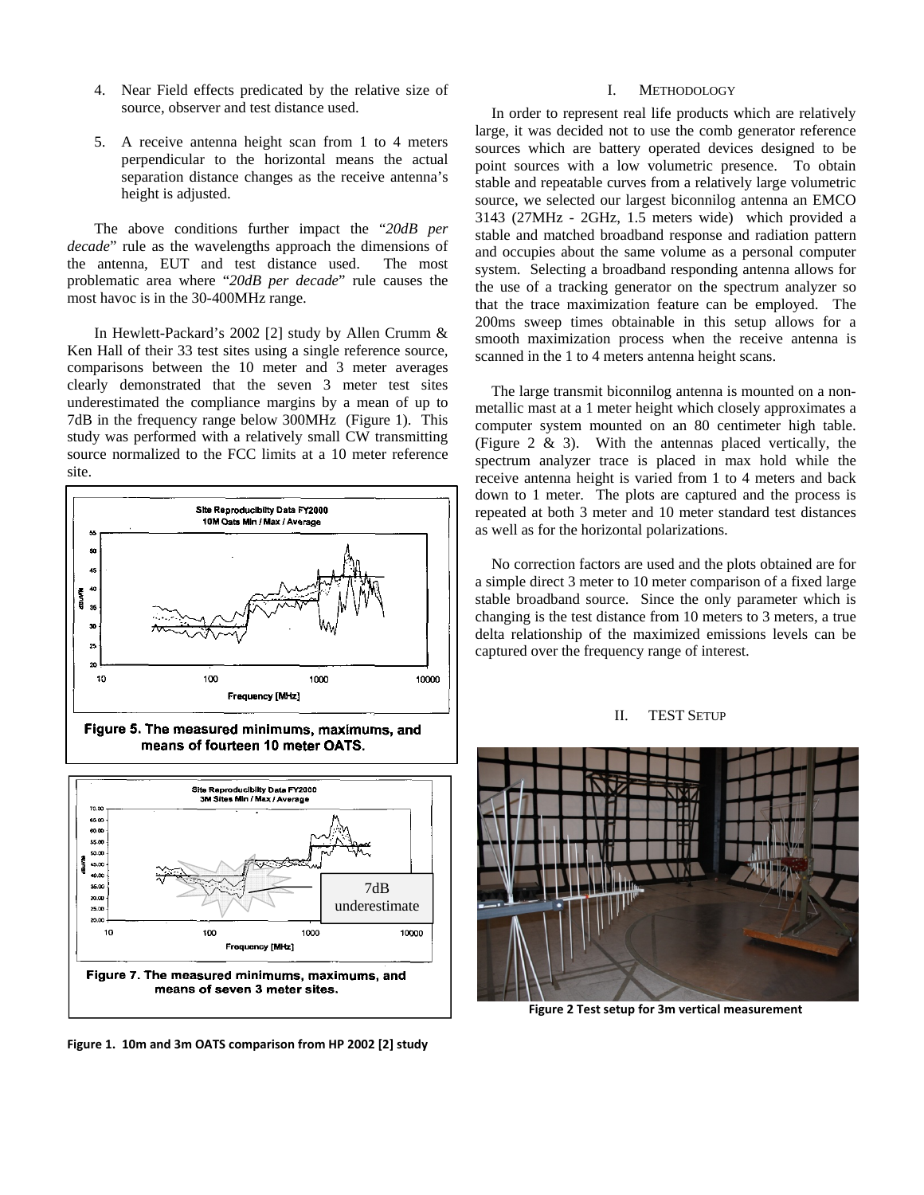4. Near Field effects predicated by the relative size of source, observer and test distance used.

5. A receive antenna height scan from 1 to 4 meters perpendicular to the horizontal means the actual separation distance changes as the receive antenna's height is adjusted.

The above conditions further impact the "*20dB per decade*" rule as the wavelengths approach the dimensions of the antenna, EUT and test distance used. The most problematic area where "*20dB per decade*" rule causes the most havoc is in the 30-400MHz range.

In Hewlett-Packard's 2002 [2] study by Allen Crumm & Ken Hall of their 33 test sites using a single reference source, comparisons between the 10 meter and 3 meter averages clearly demonstrated that the seven 3 meter test sites underestimated the compliance margins by a mean of up to 7dB in the frequency range below 300MHz (Figure 1). This study was performed with a relatively small CW transmitting source normalized to the FCC limits at a 10 meter reference site.

Figure 5. The measured minimums, maximums, and means of fourteen 10 meter OATS.

7dB underestimate

Figure 7. The measured minimums, maximums, and means of seven 3 meter sites.

**Figure 1. 10m and 3m OATS comparison from HP 2002 [2] study**

## I. Methodology

In order to represent real life products which are relatively large, it was decided not to use the comb generator reference sources which are battery operated devices designed to be point sources with a low volumetric presence. To obtain stable and repeatable curves from a relatively large volumetric source, we selected our largest biconnilog antenna an EMCO 3143 (27MHz - 2GHz, 1.5 meters wide) which provided a stable and matched broadband response and radiation pattern and occupies about the same volume as a personal computer system. Selecting a broadband responding antenna allows for the use of a tracking generator on the spectrum analyzer so that the trace maximization feature can be employed. The 200ms sweep times obtainable in this setup allows for a smooth maximization process when the receive antenna is scanned in the 1 to 4 meters antenna height scans.

The large transmit biconnilog antenna is mounted on a non-metallic mast at a 1 meter height which closely approximates a computer system mounted on an 80 centimeter high table. (Figure 2 & 3). With the antennas placed vertically, the spectrum analyzer trace is placed in max hold while the receive antenna height is varied from 1 to 4 meters and back down to 1 meter. The plots are captured and the process is repeated at both 3 meter and 10 meter standard test distances as well as for the horizontal polarizations.

No correction factors are used and the plots obtained are for a simple direct 3 meter to 10 meter comparison of a fixed large stable broadband source. Since the only parameter which is changing is the test distance from 10 meters to 3 meters, a true delta relationship of the maximized emissions levels can be captured over the frequency range of interest.

## II. Test Setup

**Figure 2 Test setup for 3m vertical measurement**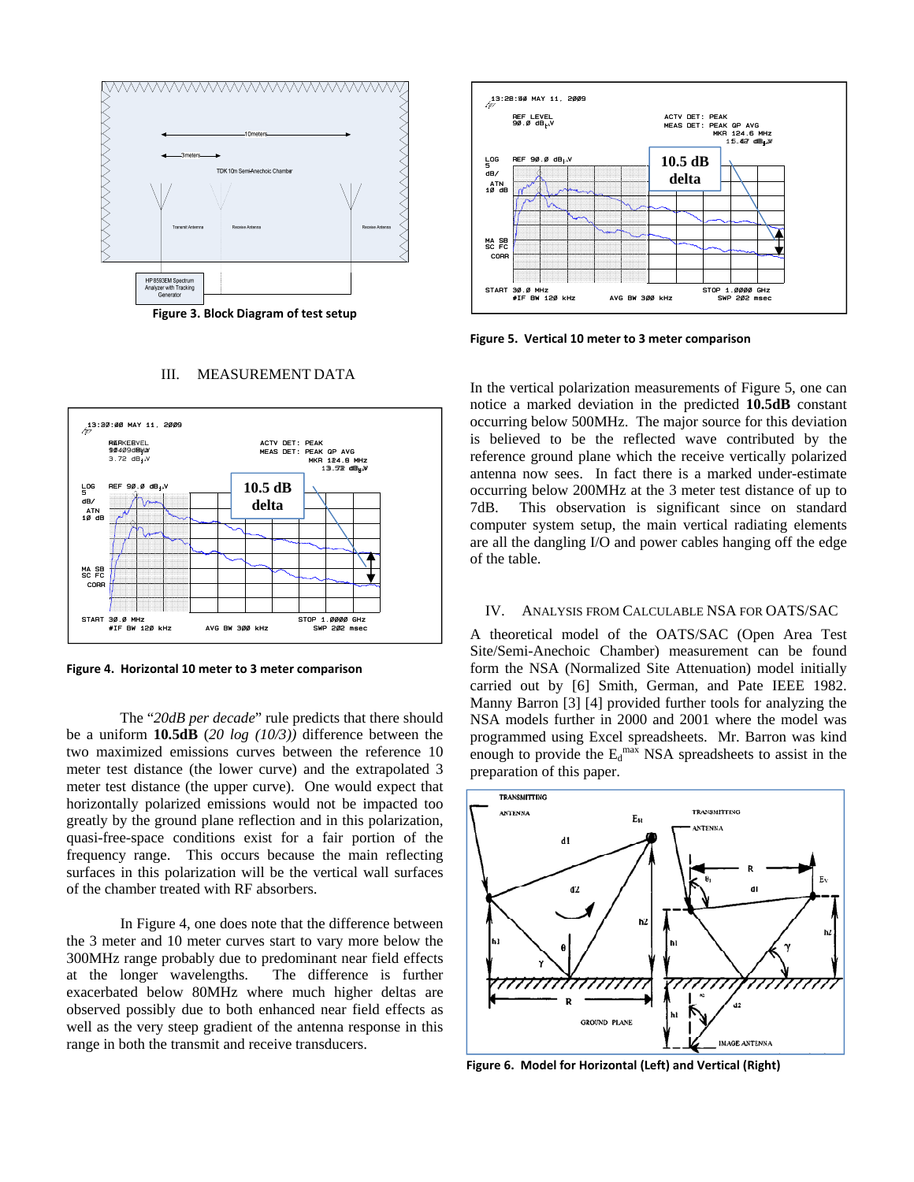Figure 3. Block Diagram of test setup

## III. Measurement Data

Figure 4. Horizontal 10 meter to 3 meter comparison

The "*20dB per decade*" rule predicts that there should be a uniform **10.5dB** (*20 log (10/3)*) difference between the two maximized emissions curves between the reference 10 meter test distance (the lower curve) and the extrapolated 3 meter test distance (the upper curve). One would expect that horizontally polarized emissions would not be impacted too greatly by the ground plane reflection and in this polarization, quasi-free-space conditions exist for a fair portion of the frequency range. This occurs because the main reflecting surfaces in this polarization will be the vertical wall surfaces of the chamber treated with RF absorbers.

In Figure 4, one does note that the difference between the 3 meter and 10 meter curves start to vary more below the 300MHz range probably due to predominant near field effects at the longer wavelengths. The difference is further exacerbated below 80MHz where much higher deltas are observed possibly due to both enhanced near field effects as well as the very steep gradient of the antenna response in this range in both the transmit and receive transducers.

Figure 5. Vertical 10 meter to 3 meter comparison

In the vertical polarization measurements of Figure 5, one can notice a marked deviation in the predicted **10.5dB** constant occurring below 500MHz. The major source for this deviation is believed to be the reflected wave contributed by the reference ground plane which the receive vertically polarized antenna now sees. In fact there is a marked under-estimate occurring below 200MHz at the 3 meter test distance of up to 7dB. This observation is significant since on standard computer system setup, the main vertical radiating elements are all the dangling I/O and power cables hanging off the edge of the table.

## IV. Analysis from Calculable NSA for OATS/SAC

A theoretical model of the OATS/SAC (Open Area Test Site/Semi-Anechoic Chamber) measurement can be found form the NSA (Normalized Site Attenuation) model initially carried out by [6] Smith, German, and Pate IEEE 1982. Manny Barron [3] [4] provided further tools for analyzing the NSA models further in 2000 and 2001 where the model was programmed using Excel spreadsheets. Mr. Barron was kind enough to provide the $E_d^{max}$ NSA spreadsheets to assist in the preparation of this paper.

Figure 6. Model for Horizontal (Left) and Vertical (Right)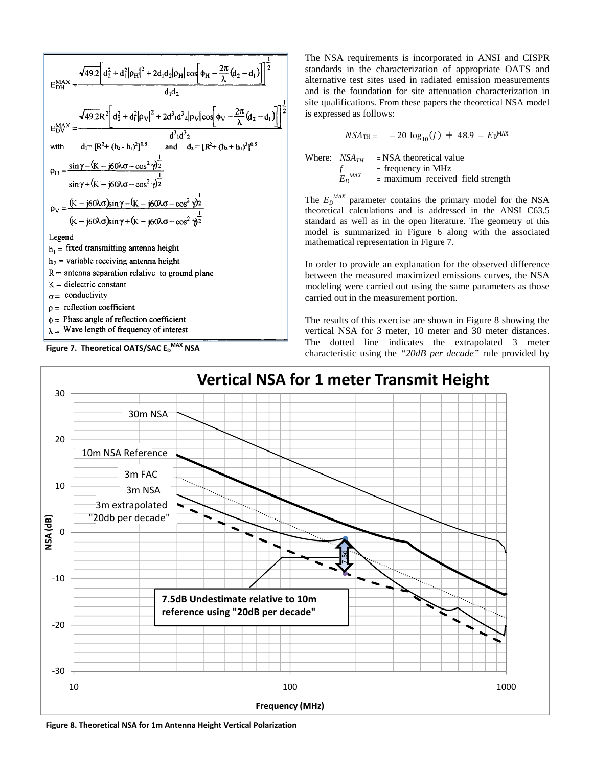$$E_{DH}^{MAX} = \frac{\sqrt{49.2}\left[d_2^2 + d_1^2|\rho_H|^2 + 2d_1d_2|\rho_H|\cos\left[\phi_H - \frac{2\pi}{\lambda}(d_2 - d_1)\right]\right]^{\frac{1}{2}}}{d_1d_2}$$

$$E_{DV}^{MAX} = \frac{\sqrt{49.2}R^2\left[d_2^2 + d_1^2|\rho_V|^2 + 2d^3{}_1d^3{}_2|\rho_V|\cos\left[\phi_V - \frac{2\pi}{\lambda}(d_2 - d_1)\right]\right]^{\frac{1}{2}}}{d^3{}_1d^3{}_2}$$

with $d_1 = [R^2 + (h_2 - h_1)^2]^{0.5}$ and $d_2 = [R^2 + (h_2 + h_1)^2]^{0.5}$

$$\rho_H = \frac{\sin\gamma - (K - j60\lambda\sigma - \cos^2\gamma)^{\frac{1}{2}}}{\sin\gamma + (K - j60\lambda\sigma - \cos^2\gamma)^{\frac{1}{2}}}$$

$$\rho_V = \frac{(K - j60\lambda\sigma)\sin\gamma - (K - j60\lambda\sigma - \cos^2\gamma)^{\frac{1}{2}}}{(K - j60\lambda\sigma)\sin\gamma + (K - j60\lambda\sigma - \cos^2\gamma)^{\frac{1}{2}}}$$

Legend

$h_1$ = fixed transmitting antenna height

$h_2$ = variable receiving antenna height

$R$ = antenna separation relative to ground plane

$K$ = dielectric constant

$\sigma$ = conductivity

$\rho$ = reflection coefficient

$\phi$ = Phase angle of reflection coefficient

$\lambda$ = Wave length of frequency of interest

**Figure 7. Theoretical OATS/SAC $E_D^{MAX}$ NSA**

The NSA requirements is incorporated in ANSI and CISPR standards in the characterization of appropriate OATS and alternative test sites used in radiated emission measurements and is the foundation for site attenuation characterization in site qualifications. From these papers the theoretical NSA model is expressed as follows:

$$NSA_{TH} = -20\log_{10}(f) + 48.9 - E_D^{MAX}$$

Where:
- $NSA_{TH}$ = NSA theoretical value
- $f$ = frequency in MHz
- $E_D^{MAX}$ = maximum received field strength

The $E_D^{MAX}$ parameter contains the primary model for the NSA theoretical calculations and is addressed in the ANSI C63.5 standard as well as in the open literature. The geometry of this model is summarized in Figure 6 along with the associated mathematical representation in Figure 7.

In order to provide an explanation for the observed difference between the measured maximized emissions curves, the NSA modeling were carried out using the same parameters as those carried out in the measurement portion.

The results of this exercise are shown in Figure 8 showing the vertical NSA for 3 meter, 10 meter and 30 meter distances. The dotted line indicates the extrapolated 3 meter characteristic using the *"20dB per decade"* rule provided by

**Figure 8. Theoretical NSA for 1m Antenna Height Vertical Polarization**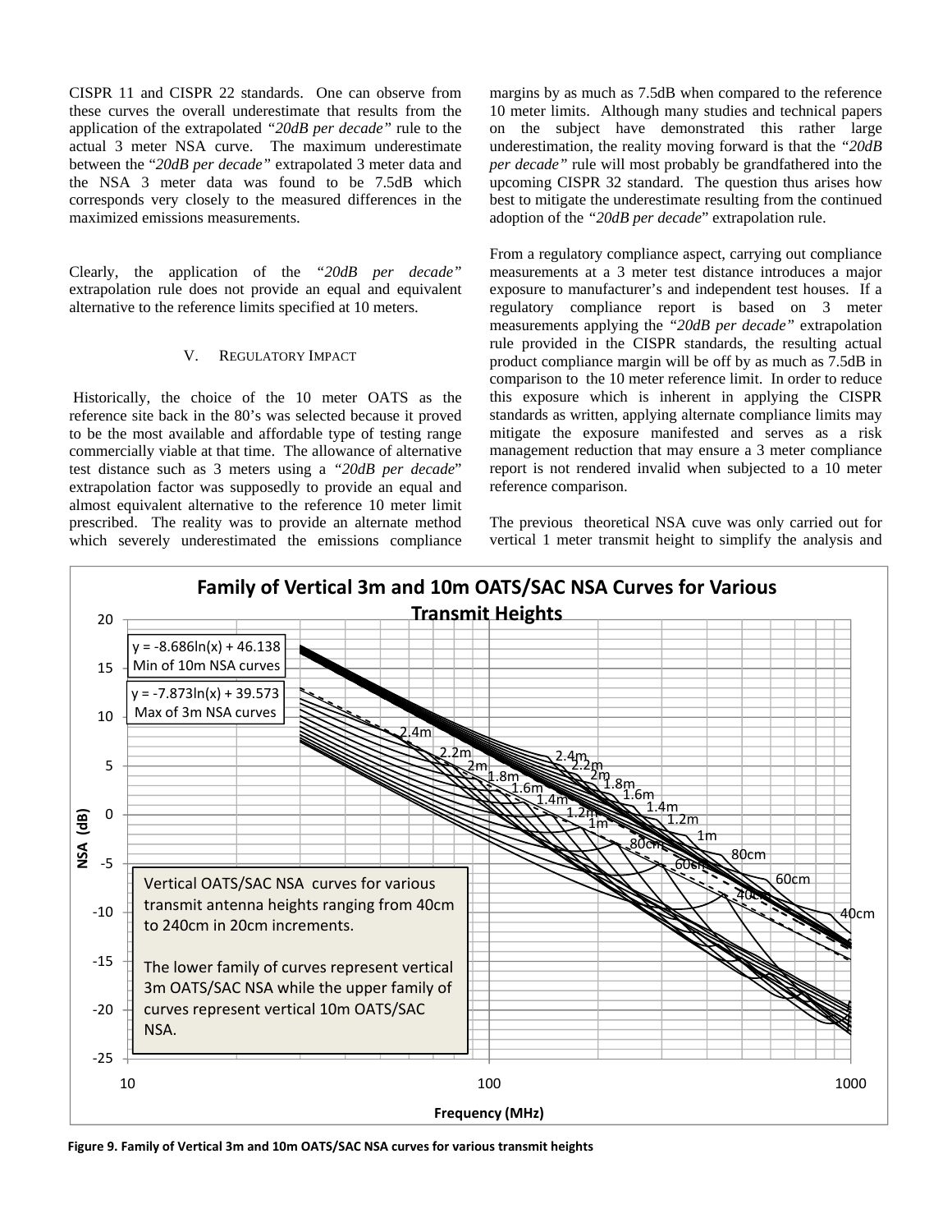CISPR 11 and CISPR 22 standards. One can observe from these curves the overall underestimate that results from the application of the extrapolated *"20dB per decade"* rule to the actual 3 meter NSA curve. The maximum underestimate between the *"20dB per decade"* extrapolated 3 meter data and the NSA 3 meter data was found to be 7.5dB which corresponds very closely to the measured differences in the maximized emissions measurements.

Clearly, the application of the *"20dB per decade"* extrapolation rule does not provide an equal and equivalent alternative to the reference limits specified at 10 meters.

## V. Regulatory Impact

Historically, the choice of the 10 meter OATS as the reference site back in the 80's was selected because it proved to be the most available and affordable type of testing range commercially viable at that time. The allowance of alternative test distance such as 3 meters using a *"20dB per decade"* extrapolation factor was supposedly to provide an equal and almost equivalent alternative to the reference 10 meter limit prescribed. The reality was to provide an alternate method which severely underestimated the emissions compliance margins by as much as 7.5dB when compared to the reference 10 meter limits. Although many studies and technical papers on the subject have demonstrated this rather large underestimation, the reality moving forward is that the *"20dB per decade"* rule will most probably be grandfathered into the upcoming CISPR 32 standard. The question thus arises how best to mitigate the underestimate resulting from the continued adoption of the *"20dB per decade"* extrapolation rule.

From a regulatory compliance aspect, carrying out compliance measurements at a 3 meter test distance introduces a major exposure to manufacturer's and independent test houses. If a regulatory compliance report is based on 3 meter measurements applying the *"20dB per decade"* extrapolation rule provided in the CISPR standards, the resulting actual product compliance margin will be off by as much as 7.5dB in comparison to the 10 meter reference limit. In order to reduce this exposure which is inherent in applying the CISPR standards as written, applying alternate compliance limits may mitigate the exposure manifested and serves as a risk management reduction that may ensure a 3 meter compliance report is not rendered invalid when subjected to a 10 meter reference comparison.

The previous theoretical NSA cuve was only carried out for vertical 1 meter transmit height to simplify the analysis and

**Figure 9. Family of Vertical 3m and 10m OATS/SAC NSA curves for various transmit heights**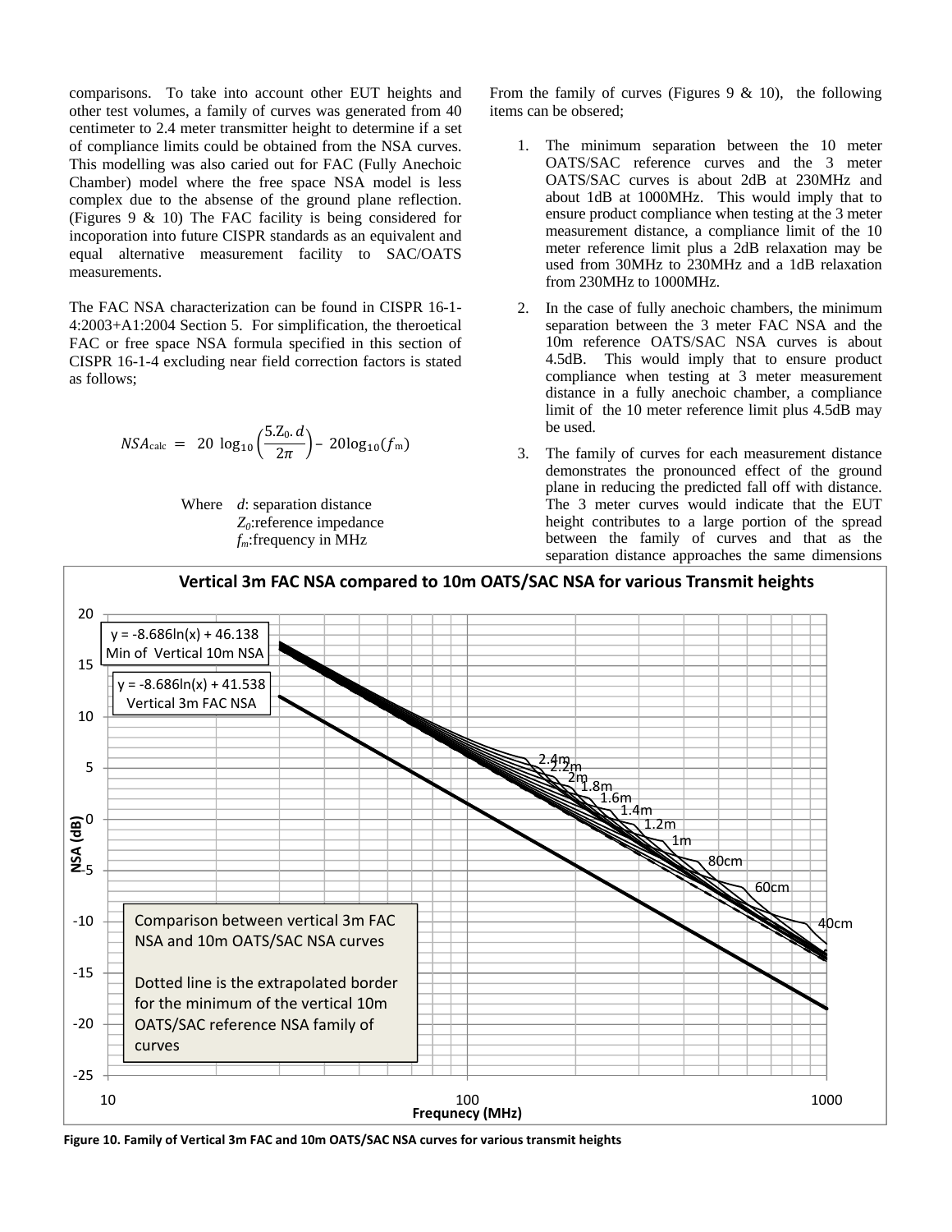comparisons. To take into account other EUT heights and other test volumes, a family of curves was generated from 40 centimeter to 2.4 meter transmitter height to determine if a set of compliance limits could be obtained from the NSA curves. This modelling was also caried out for FAC (Fully Anechoic Chamber) model where the free space NSA model is less complex due to the absense of the ground plane reflection. (Figures 9 & 10) The FAC facility is being considered for incoporation into future CISPR standards as an equivalent and equal alternative measurement facility to SAC/OATS measurements.

The FAC NSA characterization can be found in CISPR 16-1-4:2003+A1:2004 Section 5. For simplification, the theroetical FAC or free space NSA formula specified in this section of CISPR 16-1-4 excluding near field correction factors is stated as follows;

$$NSA_{\text{calc}} = 20\log_{10}\left(\frac{5.Z_0.d}{2\pi}\right) - 20\log_{10}(f_{\text{m}})$$

Where $d$: separation distance
$Z_0$:reference impedance
$f_m$:frequency in MHz

From the family of curves (Figures 9 & 10), the following items can be obsered;

1. The minimum separation between the 10 meter OATS/SAC reference curves and the 3 meter OATS/SAC curves is about 2dB at 230MHz and about 1dB at 1000MHz. This would imply that to ensure product compliance when testing at the 3 meter measurement distance, a compliance limit of the 10 meter reference limit plus a 2dB relaxation may be used from 30MHz to 230MHz and a 1dB relaxation from 230MHz to 1000MHz.
2. In the case of fully anechoic chambers, the minimum separation between the 3 meter FAC NSA and the 10m reference OATS/SAC NSA curves is about 4.5dB. This would imply that to ensure product compliance when testing at 3 meter measurement distance in a fully anechoic chamber, a compliance limit of the 10 meter reference limit plus 4.5dB may be used.
3. The family of curves for each measurement distance demonstrates the pronounced effect of the ground plane in reducing the predicted fall off with distance. The 3 meter curves would indicate that the EUT height contributes to a large portion of the spread between the family of curves and that as the separation distance approaches the same dimensions

**Figure 10. Family of Vertical 3m FAC and 10m OATS/SAC NSA curves for various transmit heights**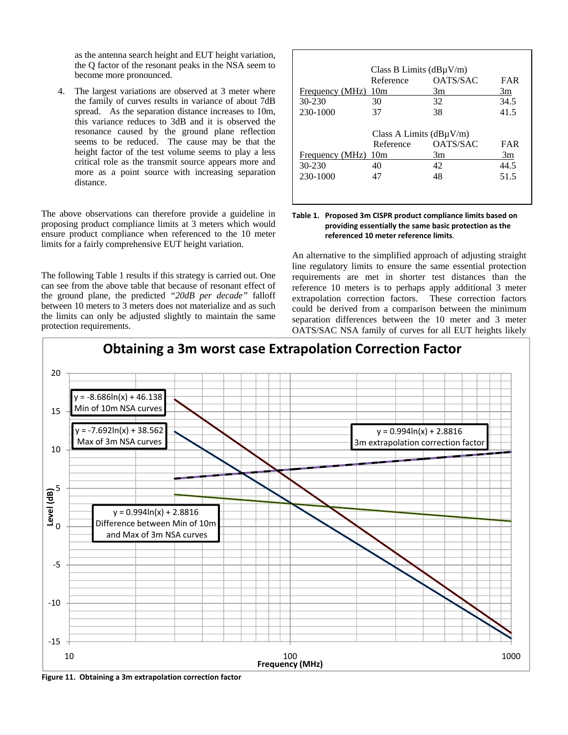as the antenna search height and EUT height variation, the Q factor of the resonant peaks in the NSA seem to become more pronounced.

4. The largest variations are observed at 3 meter where the family of curves results in variance of about 7dB spread. As the separation distance increases to 10m, this variance reduces to 3dB and it is observed the resonance caused by the ground plane reflection seems to be reduced. The cause may be that the height factor of the test volume seems to play a less critical role as the transmit source appears more and more as a point source with increasing separation distance.

The above observations can therefore provide a guideline in proposing product compliance limits at 3 meters which would ensure product compliance when referenced to the 10 meter limits for a fairly comprehensive EUT height variation.

The following Table 1 results if this strategy is carried out. One can see from the above table that because of resonant effect of the ground plane, the predicted *"20dB per decade"* falloff between 10 meters to 3 meters does not materialize and as such the limits can only be adjusted slightly to maintain the same protection requirements.

| | Class B Limits (dBµV/m) | | |
|---|---|---|---|
| | Reference | OATS/SAC | FAR |
| Frequency (MHz) | 10m | 3m | 3m |
| 30-230 | 30 | 32 | 34.5 |
| 230-1000 | 37 | 38 | 41.5 |
| | **Class A Limits (dBµV/m)** | | |
| | Reference | OATS/SAC | FAR |
| Frequency (MHz) | 10m | 3m | 3m |
| 30-230 | 40 | 42 | 44.5 |
| 230-1000 | 47 | 48 | 51.5 |

**Table 1. Proposed 3m CISPR product compliance limits based on providing essentially the same basic protection as the referenced 10 meter reference limits.**

An alternative to the simplified approach of adjusting straight line regulatory limits to ensure the same essential protection requirements are met in shorter test distances than the reference 10 meters is to perhaps apply additional 3 meter extrapolation correction factors. These correction factors could be derived from a comparison between the minimum separation differences between the 10 meter and 3 meter OATS/SAC NSA family of curves for all EUT heights likely

**Figure 11. Obtaining a 3m extrapolation correction factor**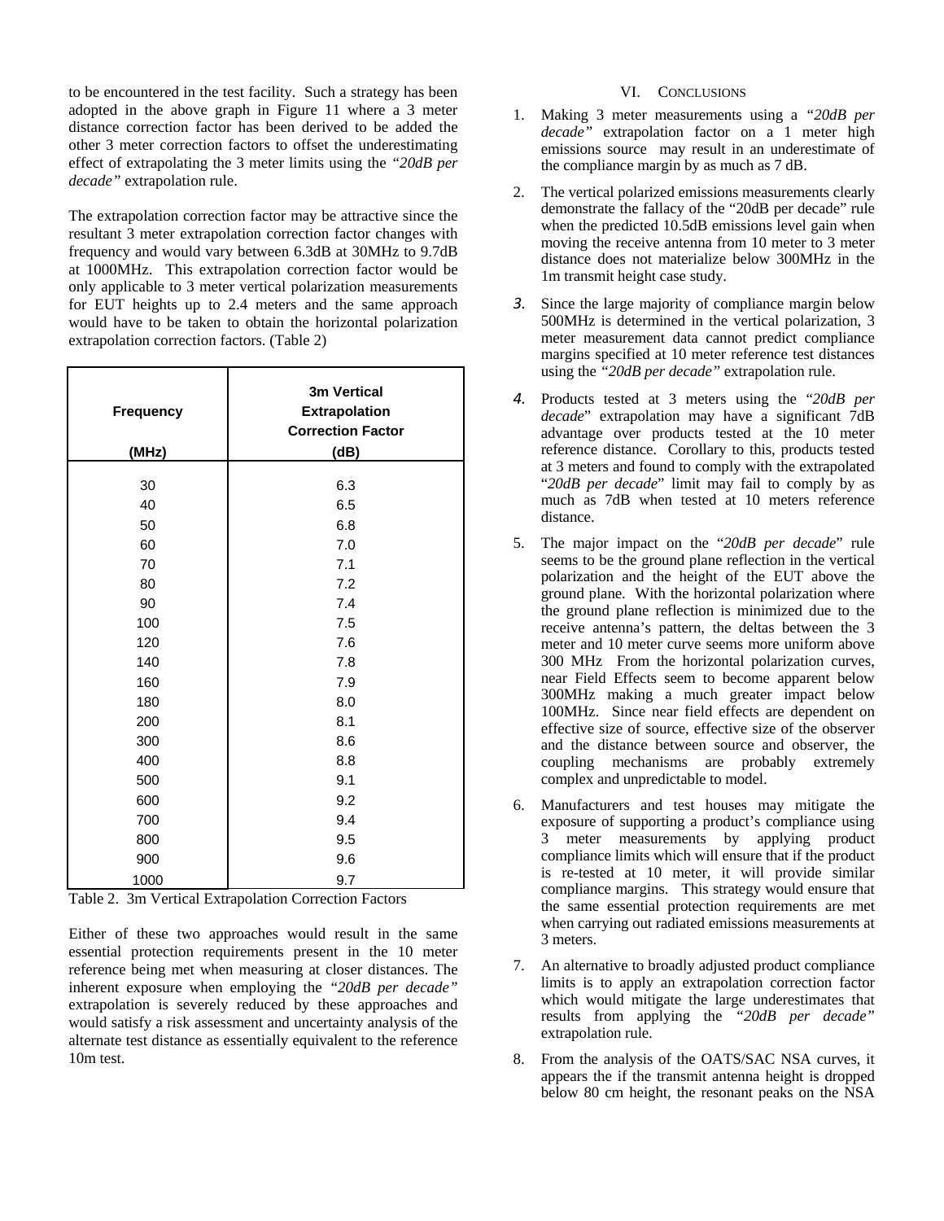to be encountered in the test facility. Such a strategy has been adopted in the above graph in Figure 11 where a 3 meter distance correction factor has been derived to be added the other 3 meter correction factors to offset the underestimating effect of extrapolating the 3 meter limits using the *"20dB per decade"* extrapolation rule.

The extrapolation correction factor may be attractive since the resultant 3 meter extrapolation correction factor changes with frequency and would vary between 6.3dB at 30MHz to 9.7dB at 1000MHz. This extrapolation correction factor would be only applicable to 3 meter vertical polarization measurements for EUT heights up to 2.4 meters and the same approach would have to be taken to obtain the horizontal polarization extrapolation correction factors. (Table 2)

| Frequency (MHz) | 3m Vertical Extrapolation Correction Factor (dB) |
|---|---|
| 30 | 6.3 |
| 40 | 6.5 |
| 50 | 6.8 |
| 60 | 7.0 |
| 70 | 7.1 |
| 80 | 7.2 |
| 90 | 7.4 |
| 100 | 7.5 |
| 120 | 7.6 |
| 140 | 7.8 |
| 160 | 7.9 |
| 180 | 8.0 |
| 200 | 8.1 |
| 300 | 8.6 |
| 400 | 8.8 |
| 500 | 9.1 |
| 600 | 9.2 |
| 700 | 9.4 |
| 800 | 9.5 |
| 900 | 9.6 |
| 1000 | 9.7 |

Table 2. 3m Vertical Extrapolation Correction Factors

Either of these two approaches would result in the same essential protection requirements present in the 10 meter reference being met when measuring at closer distances. The inherent exposure when employing the *"20dB per decade"* extrapolation is severely reduced by these approaches and would satisfy a risk assessment and uncertainty analysis of the alternate test distance as essentially equivalent to the reference 10m test.

## VI. Conclusions

1. Making 3 meter measurements using a *"20dB per decade"* extrapolation factor on a 1 meter high emissions source may result in an underestimate of the compliance margin by as much as 7 dB.
2. The vertical polarized emissions measurements clearly demonstrate the fallacy of the "20dB per decade" rule when the predicted 10.5dB emissions level gain when moving the receive antenna from 10 meter to 3 meter distance does not materialize below 300MHz in the 1m transmit height case study.
3. Since the large majority of compliance margin below 500MHz is determined in the vertical polarization, 3 meter measurement data cannot predict compliance margins specified at 10 meter reference test distances using the *"20dB per decade"* extrapolation rule.
4. Products tested at 3 meters using the "*20dB per decade*" extrapolation may have a significant 7dB advantage over products tested at the 10 meter reference distance. Corollary to this, products tested at 3 meters and found to comply with the extrapolated "*20dB per decade*" limit may fail to comply by as much as 7dB when tested at 10 meters reference distance.
5. The major impact on the "*20dB per decade*" rule seems to be the ground plane reflection in the vertical polarization and the height of the EUT above the ground plane. With the horizontal polarization where the ground plane reflection is minimized due to the receive antenna's pattern, the deltas between the 3 meter and 10 meter curve seems more uniform above 300 MHz From the horizontal polarization curves, near Field Effects seem to become apparent below 300MHz making a much greater impact below 100MHz. Since near field effects are dependent on effective size of source, effective size of the observer and the distance between source and observer, the coupling mechanisms are probably extremely complex and unpredictable to model.
6. Manufacturers and test houses may mitigate the exposure of supporting a product's compliance using 3 meter measurements by applying product compliance limits which will ensure that if the product is re-tested at 10 meter, it will provide similar compliance margins. This strategy would ensure that the same essential protection requirements are met when carrying out radiated emissions measurements at 3 meters.
7. An alternative to broadly adjusted product compliance limits is to apply an extrapolation correction factor which would mitigate the large underestimates that results from applying the *"20dB per decade"* extrapolation rule.
8. From the analysis of the OATS/SAC NSA curves, it appears the if the transmit antenna height is dropped below 80 cm height, the resonant peaks on the NSA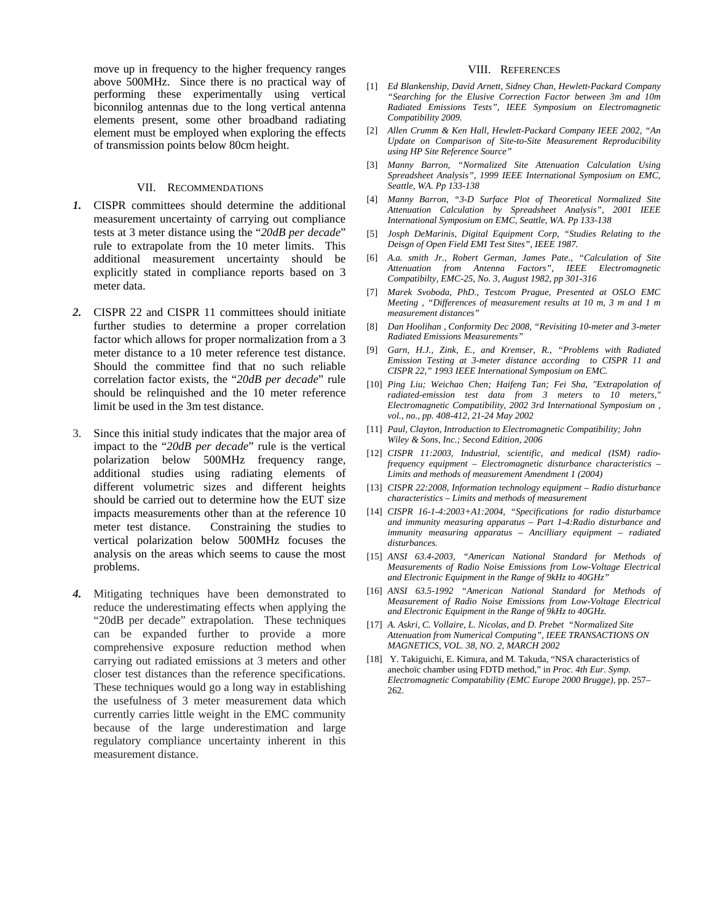move up in frequency to the higher frequency ranges above 500MHz. Since there is no practical way of performing these experimentally using vertical biconnilog antennas due to the long vertical antenna elements present, some other broadband radiating element must be employed when exploring the effects of transmission points below 80cm height.

## VII. Recommendations

***1.*** CISPR committees should determine the additional measurement uncertainty of carrying out compliance tests at 3 meter distance using the "*20dB per decade*" rule to extrapolate from the 10 meter limits. This additional measurement uncertainty should be explicitly stated in compliance reports based on 3 meter data.

***2.*** CISPR 22 and CISPR 11 committees should initiate further studies to determine a proper correlation factor which allows for proper normalization from a 3 meter distance to a 10 meter reference test distance. Should the committee find that no such reliable correlation factor exists, the "*20dB per decade*" rule should be relinquished and the 10 meter reference limit be used in the 3m test distance.

3. Since this initial study indicates that the major area of impact to the "*20dB per decade*" rule is the vertical polarization below 500MHz frequency range, additional studies using radiating elements of different volumetric sizes and different heights should be carried out to determine how the EUT size impacts measurements other than at the reference 10 meter test distance. Constraining the studies to vertical polarization below 500MHz focuses the analysis on the areas which seems to cause the most problems.

***4.*** Mitigating techniques have been demonstrated to reduce the underestimating effects when applying the "20dB per decade" extrapolation. These techniques can be expanded further to provide a more comprehensive exposure reduction method when carrying out radiated emissions at 3 meters and other closer test distances than the reference specifications. These techniques would go a long way in establishing the usefulness of 3 meter measurement data which currently carries little weight in the EMC community because of the large underestimation and large regulatory compliance uncertainty inherent in this measurement distance.

## VIII. References

[1] *Ed Blankenship, David Arnett, Sidney Chan, Hewlett-Packard Company "Searching for the Elusive Correction Factor between 3m and 10m Radiated Emissions Tests", IEEE Symposium on Electromagnetic Compatibility 2009.*

[2] *Allen Crumm & Ken Hall, Hewlett-Packard Company IEEE 2002, "An Update on Comparison of Site-to-Site Measurement Reproducibility using HP Site Reference Source"*

[3] *Manny Barron, "Normalized Site Attenuation Calculation Using Spreadsheet Analysis", 1999 IEEE International Symposium on EMC, Seattle, WA. Pp 133-138*

[4] *Manny Barron, "3-D Surface Plot of Theoretical Normalized Site Attenuation Calculation by Spreadsheet Analysis", 2001 IEEE International Symposium on EMC, Seattle, WA. Pp 133-138*

[5] *Josph DeMarinis, Digital Equipment Corp, "Studies Relating to the Deisgn of Open Field EMI Test Sites", IEEE 1987.*

[6] *A.a. smith Jr., Robert German, James Pate., "Calculation of Site Attenuation from Antenna Factors", IEEE Electromagnetic Compatibilty, EMC-25, No. 3, August 1982, pp 301-316*

[7] *Marek Svoboda, PhD., Testcom Prague, Presented at OSLO EMC Meeting , "Differences of measurement results at 10 m, 3 m and 1 m measurement distances"*

[8] *Dan Hoolihan , Conformity Dec 2008, "Revisiting 10-meter and 3-meter Radiated Emissions Measurements"*

[9] *Garn, H.J., Zink, E., and Kremser, R., "Problems with Radiated Emission Testing at 3-meter distance according to CISPR 11 and CISPR 22," 1993 IEEE International Symposium on EMC.*

[10] *Ping Liu; Weichao Chen; Haifeng Tan; Fei Sha, "Extrapolation of radiated-emission test data from 3 meters to 10 meters," Electromagnetic Compatibility, 2002 3rd International Symposium on , vol., no., pp. 408-412, 21-24 May 2002*

[11] *Paul, Clayton, Introduction to Electromagnetic Compatibility; John Wiley & Sons, Inc.; Second Edition, 2006*

[12] *CISPR 11:2003, Industrial, scientific, and medical (ISM) radio-frequency equipment – Electromagnetic disturbance characteristics – Limits and methods of measurement Amendment 1 (2004)*

[13] *CISPR 22:2008, Information technology equipment – Radio disturbance characteristics – Limits and methods of measurement*

[14] *CISPR 16-1-4:2003+A1:2004, "Specifications for radio disturbamce and immunity measuring apparatus – Part 1-4:Radio disturbance and immunity measuring apparatus – Ancilliary equipment – radiated disturbances.*

[15] *ANSI 63.4-2003, "American National Standard for Methods of Measurements of Radio Noise Emissions from Low-Voltage Electrical and Electronic Equipment in the Range of 9kHz to 40GHz"*

[16] *ANSI 63.5-1992 "American National Standard for Methods of Measurement of Radio Noise Emissions from Low-Voltage Electrical and Electronic Equipment in the Range of 9kHz to 40GHz.*

[17] *A. Askri, C. Vollaire, L. Nicolas, and D. Prebet "Normalized Site Attenuation from Numerical Computing", IEEE TRANSACTIONS ON MAGNETICS, VOL. 38, NO. 2, MARCH 2002*

[18] Y. Takiguichi, E. Kimura, and M. Takuda, "NSA characteristics of anechoïc chamber using FDTD method," in *Proc. 4th Eur. Symp. Electromagnetic Compatability (EMC Europe 2000 Brugge)*, pp. 257–262.